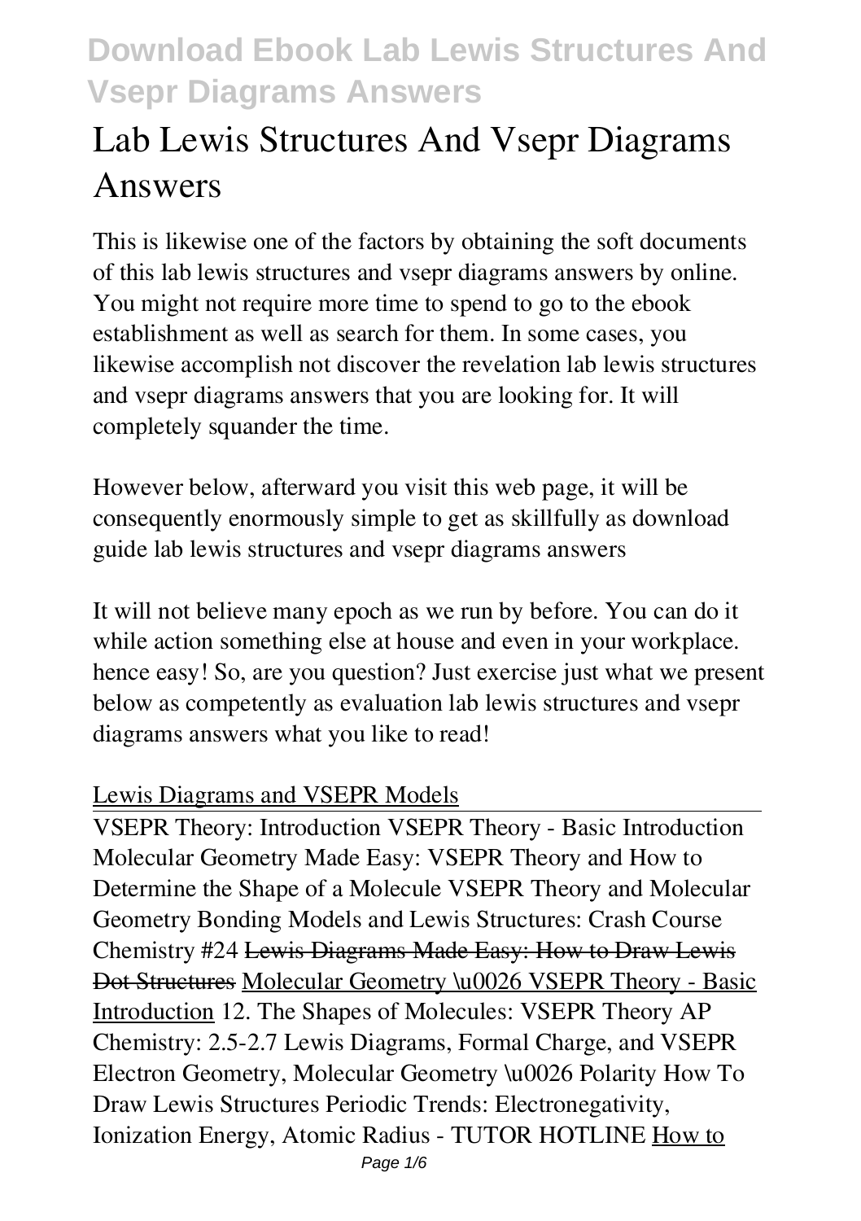# Lab Lewis Structures And Vsepr Diagrams Answers

This is likewise one of the factors by obtaining the soft documents of this lab lewis structures and vsepr diagrams answers by online. You might not require more time to spend to go to the ebook establishment as well as search for them. In some cases, you likewise accomplish not discover the revelation lab lewis structures and vsepr diagrams answers that you are looking for. It will completely squander the time.

However below, afterward you visit this web page, it will be consequently enormously simple to get as skillfully as download guide lab lewis structures and vsepr diagrams answers

It will not believe many epoch as we run by before. You can do it while action something else at house and even in your workplace. hence easy! So, are you question? Just exercise just what we present below as competently as evaluation lab lewis structures and vsepr diagrams answers what you like to read!

Lewis Diagrams and VSEPR Models

VSEPR Theory: Introduction VSEPR Theory - Basic Introduction Molecular Geometry Made Easy: VSEPR Theory and How to Determine the Shape of a Molecule VSEPR Theory and Molecular Geometry Bonding Models and Lewis Structures: Crash Course Chemistry #24 Lewis Diagrams Made Easy: How to Draw Lewis Dot Structures Molecular Geometry \u0026 VSEPR Theory - Basic Introduction 12. The Shapes of Molecules: VSEPR Theory AP Chemistry: 2.5-2.7 Lewis Diagrams, Formal Charge, and VSEPR Electron Geometry, Molecular Geometry \u0026 Polarity How To Draw Lewis Structures Periodic Trends: Electronegativity, Ionization Energy, Atomic Radius - TUTOR HOTLINE How to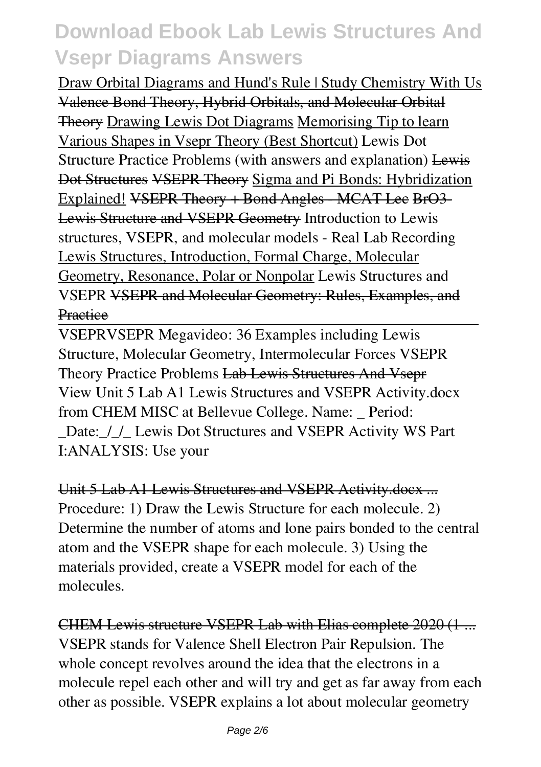Draw Orbital Diagrams and Hund's Rule | Study Chemistry With Us ~~Valence Bond Theory, Hybrid Orbitals, and Molecular Orbital Theory~~ Drawing Lewis Dot Diagrams Memorising Tip to learn Various Shapes in Vsepr Theory (Best Shortcut) *Lewis Dot Structure Practice Problems (with answers and explanation)* ~~Lewis Dot Structures~~ ~~VSEPR Theory~~ Sigma and Pi Bonds: Hybridization Explained! ~~VSEPR Theory + Bond Angles - MCAT Lec~~ ~~BrO3- Lewis Structure and VSEPR Geometry~~ *Introduction to Lewis structures, VSEPR, and molecular models - Real Lab Recording* Lewis Structures, Introduction, Formal Charge, Molecular Geometry, Resonance, Polar or Nonpolar *Lewis Structures and VSEPR* ~~VSEPR and Molecular Geometry: Rules, Examples, and Practice~~

VSEPRVSEPR Megavideo: 36 Examples including Lewis Structure, Molecular Geometry, Intermolecular Forces *VSEPR Theory Practice Problems* ~~Lab Lewis Structures And Vsepr~~
View Unit 5 Lab A1 Lewis Structures and VSEPR Activity.docx from CHEM MISC at Bellevue College. Name: _ Period: _Date:_/_/_ Lewis Dot Structures and VSEPR Activity WS Part I:ANALYSIS: Use your

~~Unit 5 Lab A1 Lewis Structures and VSEPR Activity.docx ...~~
Procedure: 1) Draw the Lewis Structure for each molecule. 2) Determine the number of atoms and lone pairs bonded to the central atom and the VSEPR shape for each molecule. 3) Using the materials provided, create a VSEPR model for each of the molecules.

~~CHEM Lewis structure VSEPR Lab with Elias complete 2020 (1 ...~~
VSEPR stands for Valence Shell Electron Pair Repulsion. The whole concept revolves around the idea that the electrons in a molecule repel each other and will try and get as far away from each other as possible. VSEPR explains a lot about molecular geometry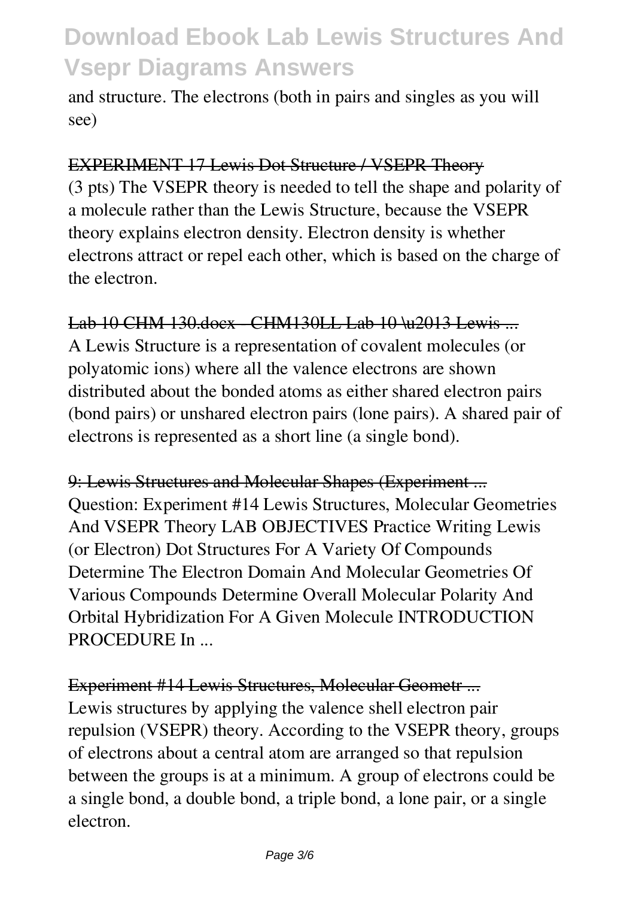and structure. The electrons (both in pairs and singles as you will see)

EXPERIMENT 17 Lewis Dot Structure / VSEPR Theory

(3 pts) The VSEPR theory is needed to tell the shape and polarity of a molecule rather than the Lewis Structure, because the VSEPR theory explains electron density. Electron density is whether electrons attract or repel each other, which is based on the charge of the electron.

Lab 10 CHM 130.docx - CHM130LL Lab 10 \u2013 Lewis ...

A Lewis Structure is a representation of covalent molecules (or polyatomic ions) where all the valence electrons are shown distributed about the bonded atoms as either shared electron pairs (bond pairs) or unshared electron pairs (lone pairs). A shared pair of electrons is represented as a short line (a single bond).

9: Lewis Structures and Molecular Shapes (Experiment ...

Question: Experiment #14 Lewis Structures, Molecular Geometries And VSEPR Theory LAB OBJECTIVES Practice Writing Lewis (or Electron) Dot Structures For A Variety Of Compounds Determine The Electron Domain And Molecular Geometries Of Various Compounds Determine Overall Molecular Polarity And Orbital Hybridization For A Given Molecule INTRODUCTION PROCEDURE In ...

Experiment #14 Lewis Structures, Molecular Geometr ...

Lewis structures by applying the valence shell electron pair repulsion (VSEPR) theory. According to the VSEPR theory, groups of electrons about a central atom are arranged so that repulsion between the groups is at a minimum. A group of electrons could be a single bond, a double bond, a triple bond, a lone pair, or a single electron.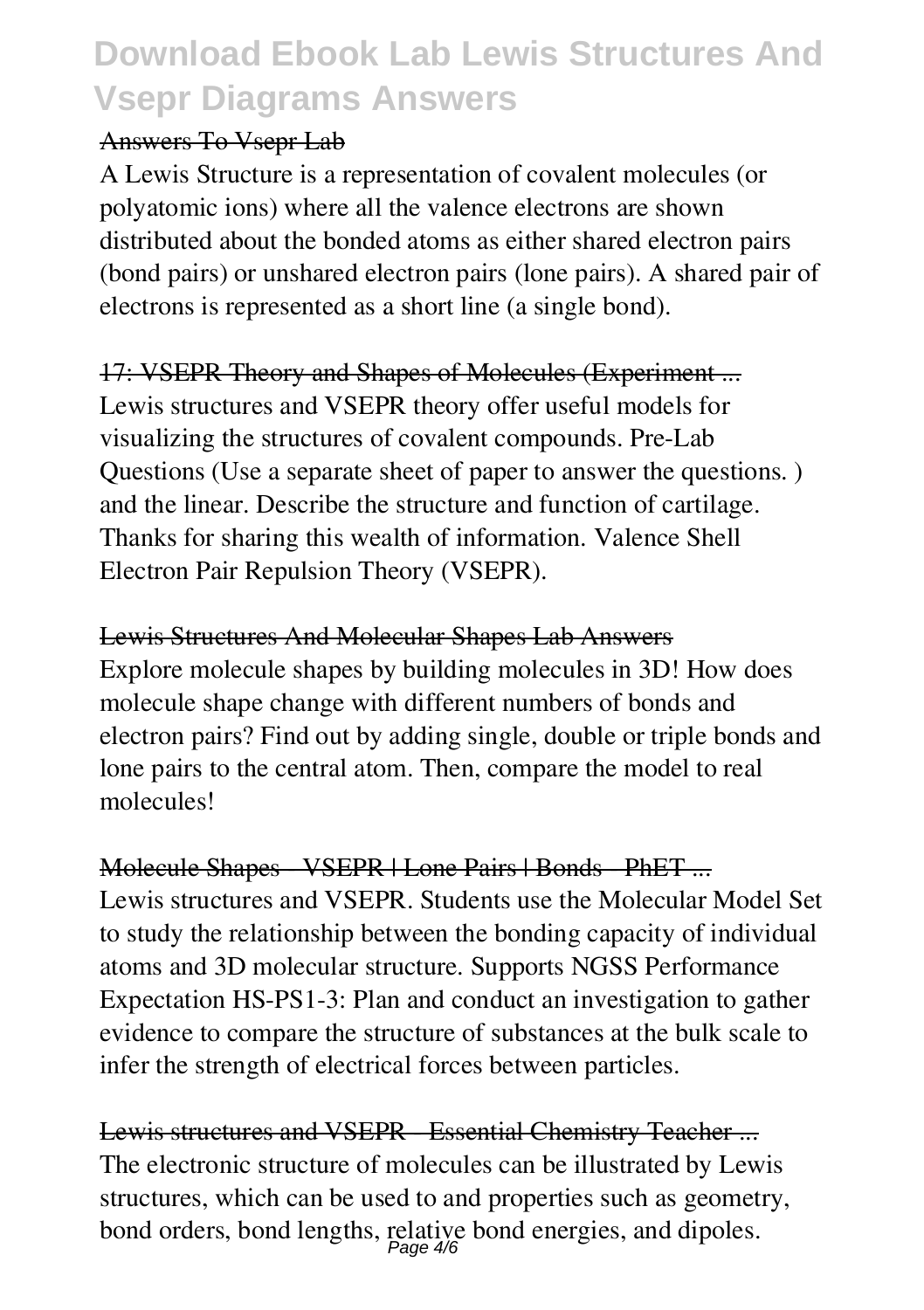Answers To Vsepr Lab

A Lewis Structure is a representation of covalent molecules (or polyatomic ions) where all the valence electrons are shown distributed about the bonded atoms as either shared electron pairs (bond pairs) or unshared electron pairs (lone pairs). A shared pair of electrons is represented as a short line (a single bond).

17: VSEPR Theory and Shapes of Molecules (Experiment ...

Lewis structures and VSEPR theory offer useful models for visualizing the structures of covalent compounds. Pre-Lab Questions (Use a separate sheet of paper to answer the questions. ) and the linear. Describe the structure and function of cartilage. Thanks for sharing this wealth of information. Valence Shell Electron Pair Repulsion Theory (VSEPR).

Lewis Structures And Molecular Shapes Lab Answers

Explore molecule shapes by building molecules in 3D! How does molecule shape change with different numbers of bonds and electron pairs? Find out by adding single, double or triple bonds and lone pairs to the central atom. Then, compare the model to real molecules!

Molecule Shapes - VSEPR | Lone Pairs | Bonds - PhET ...

Lewis structures and VSEPR. Students use the Molecular Model Set to study the relationship between the bonding capacity of individual atoms and 3D molecular structure. Supports NGSS Performance Expectation HS-PS1-3: Plan and conduct an investigation to gather evidence to compare the structure of substances at the bulk scale to infer the strength of electrical forces between particles.

Lewis structures and VSEPR - Essential Chemistry Teacher ...

The electronic structure of molecules can be illustrated by Lewis structures, which can be used to and properties such as geometry, bond orders, bond lengths, relative bond energies, and dipoles.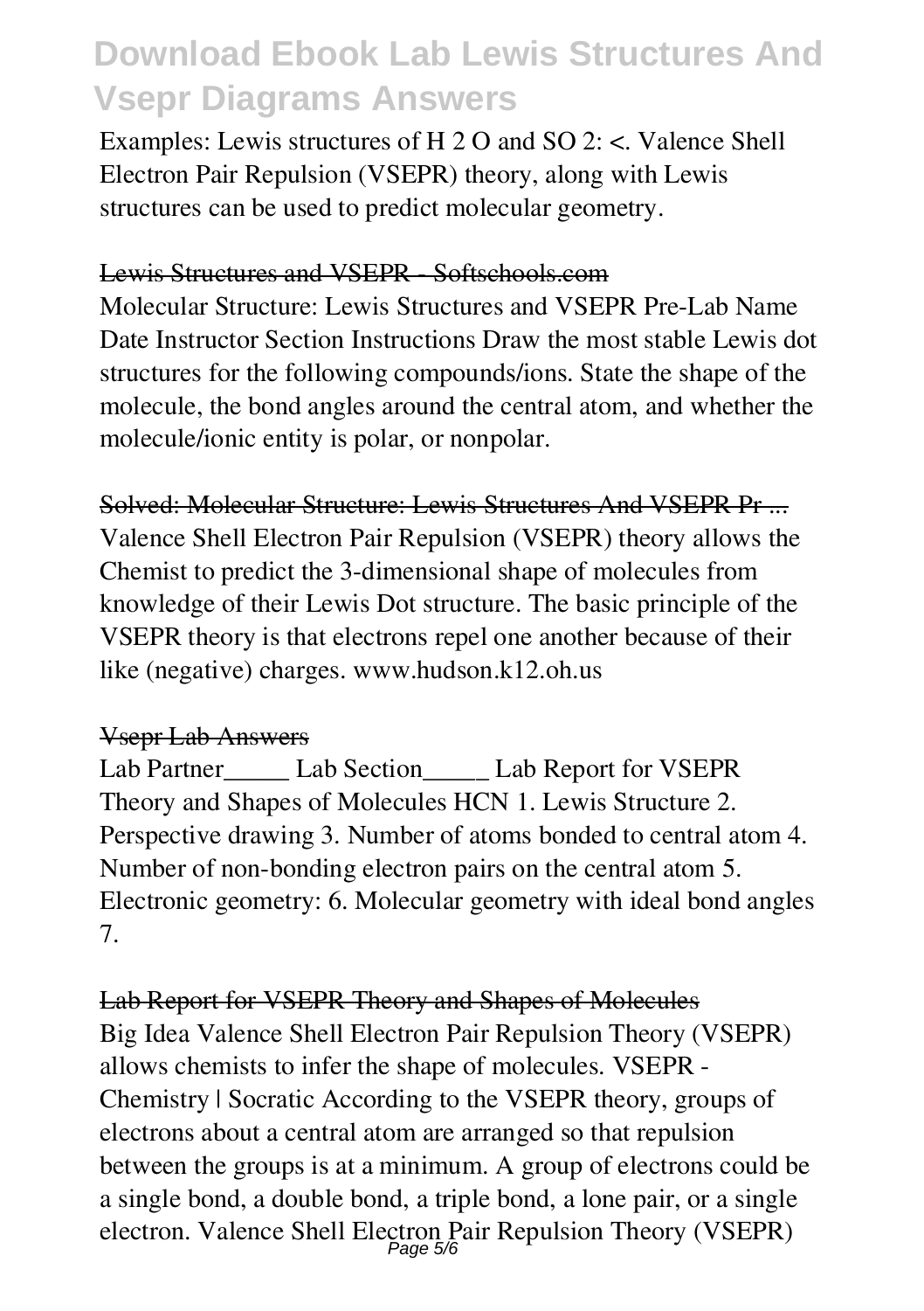Examples: Lewis structures of $H_2O$ and $SO_2$: <. Valence Shell Electron Pair Repulsion (VSEPR) theory, along with Lewis structures can be used to predict molecular geometry.

## Lewis Structures and VSEPR - Softschools.com

Molecular Structure: Lewis Structures and VSEPR Pre-Lab Name Date Instructor Section Instructions Draw the most stable Lewis dot structures for the following compounds/ions. State the shape of the molecule, the bond angles around the central atom, and whether the molecule/ionic entity is polar, or nonpolar.

## Solved: Molecular Structure: Lewis Structures And VSEPR Pr ...

Valence Shell Electron Pair Repulsion (VSEPR) theory allows the Chemist to predict the 3-dimensional shape of molecules from knowledge of their Lewis Dot structure. The basic principle of the VSEPR theory is that electrons repel one another because of their like (negative) charges. www.hudson.k12.oh.us

## Vsepr Lab Answers

Lab Partner_____ Lab Section_____ Lab Report for VSEPR Theory and Shapes of Molecules HCN 1. Lewis Structure 2. Perspective drawing 3. Number of atoms bonded to central atom 4. Number of non-bonding electron pairs on the central atom 5. Electronic geometry: 6. Molecular geometry with ideal bond angles 7.

## Lab Report for VSEPR Theory and Shapes of Molecules

Big Idea Valence Shell Electron Pair Repulsion Theory (VSEPR) allows chemists to infer the shape of molecules. VSEPR - Chemistry | Socratic According to the VSEPR theory, groups of electrons about a central atom are arranged so that repulsion between the groups is at a minimum. A group of electrons could be a single bond, a double bond, a triple bond, a lone pair, or a single electron. Valence Shell Electron Pair Repulsion Theory (VSEPR)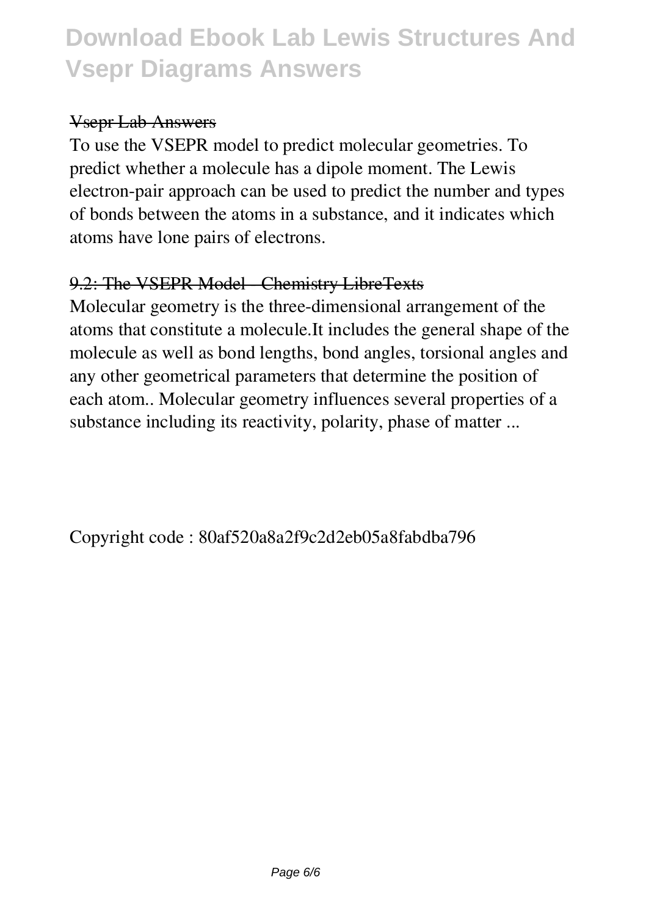Vsepr Lab Answers

To use the VSEPR model to predict molecular geometries. To predict whether a molecule has a dipole moment. The Lewis electron-pair approach can be used to predict the number and types of bonds between the atoms in a substance, and it indicates which atoms have lone pairs of electrons.

9.2: The VSEPR Model - Chemistry LibreTexts

Molecular geometry is the three-dimensional arrangement of the atoms that constitute a molecule.It includes the general shape of the molecule as well as bond lengths, bond angles, torsional angles and any other geometrical parameters that determine the position of each atom.. Molecular geometry influences several properties of a substance including its reactivity, polarity, phase of matter ...

Copyright code : 80af520a8a2f9c2d2eb05a8fabdba796